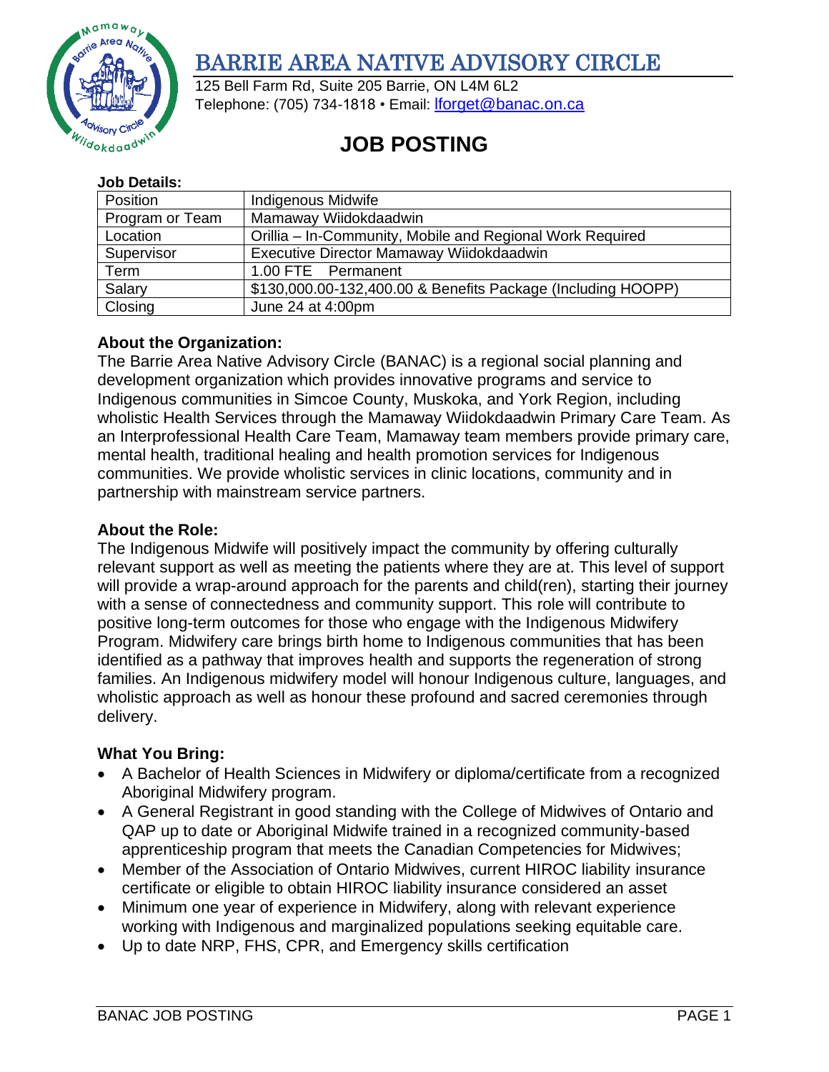# BARRIE AREA NATIVE ADVISORY CIRCLE

125 Bell Farm Rd, Suite 205 Barrie, ON L4M 6L2
Telephone: (705) 734-1818 • Email: lforget@banac.on.ca

## JOB POSTING

**Job Details:**

| Position | Indigenous Midwife |
|---|---|
| Program or Team | Mamaway Wiidokdaadwin |
| Location | Orillia – In-Community, Mobile and Regional Work Required |
| Supervisor | Executive Director Mamaway Wiidokdaadwin |
| Term | 1.00 FTE Permanent |
| Salary | $130,000.00-132,400.00 & Benefits Package (Including HOOPP) |
| Closing | June 24 at 4:00pm |

### About the Organization:

The Barrie Area Native Advisory Circle (BANAC) is a regional social planning and development organization which provides innovative programs and service to Indigenous communities in Simcoe County, Muskoka, and York Region, including wholistic Health Services through the Mamaway Wiidokdaadwin Primary Care Team. As an Interprofessional Health Care Team, Mamaway team members provide primary care, mental health, traditional healing and health promotion services for Indigenous communities. We provide wholistic services in clinic locations, community and in partnership with mainstream service partners.

### About the Role:

The Indigenous Midwife will positively impact the community by offering culturally relevant support as well as meeting the patients where they are at. This level of support will provide a wrap-around approach for the parents and child(ren), starting their journey with a sense of connectedness and community support. This role will contribute to positive long-term outcomes for those who engage with the Indigenous Midwifery Program. Midwifery care brings birth home to Indigenous communities that has been identified as a pathway that improves health and supports the regeneration of strong families. An Indigenous midwifery model will honour Indigenous culture, languages, and wholistic approach as well as honour these profound and sacred ceremonies through delivery.

### What You Bring:

- A Bachelor of Health Sciences in Midwifery or diploma/certificate from a recognized Aboriginal Midwifery program.
- A General Registrant in good standing with the College of Midwives of Ontario and QAP up to date or Aboriginal Midwife trained in a recognized community-based apprenticeship program that meets the Canadian Competencies for Midwives;
- Member of the Association of Ontario Midwives, current HIROC liability insurance certificate or eligible to obtain HIROC liability insurance considered an asset
- Minimum one year of experience in Midwifery, along with relevant experience working with Indigenous and marginalized populations seeking equitable care.
- Up to date NRP, FHS, CPR, and Emergency skills certification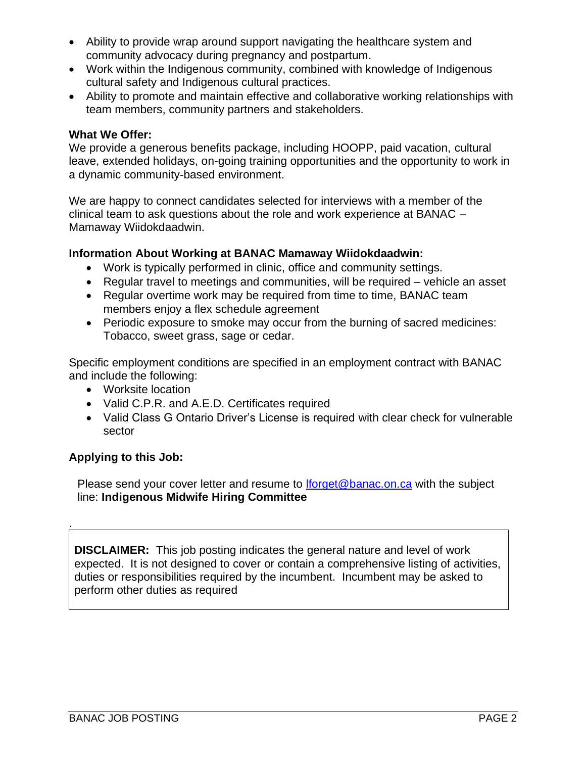- Ability to provide wrap around support navigating the healthcare system and community advocacy during pregnancy and postpartum.
- Work within the Indigenous community, combined with knowledge of Indigenous cultural safety and Indigenous cultural practices.
- Ability to promote and maintain effective and collaborative working relationships with team members, community partners and stakeholders.

**What We Offer:**
We provide a generous benefits package, including HOOPP, paid vacation, cultural leave, extended holidays, on-going training opportunities and the opportunity to work in a dynamic community-based environment.

We are happy to connect candidates selected for interviews with a member of the clinical team to ask questions about the role and work experience at BANAC – Mamaway Wiidokdaadwin.

**Information About Working at BANAC Mamaway Wiidokdaadwin:**

- Work is typically performed in clinic, office and community settings.
- Regular travel to meetings and communities, will be required – vehicle an asset
- Regular overtime work may be required from time to time, BANAC team members enjoy a flex schedule agreement
- Periodic exposure to smoke may occur from the burning of sacred medicines: Tobacco, sweet grass, sage or cedar.

Specific employment conditions are specified in an employment contract with BANAC and include the following:

- Worksite location
- Valid C.P.R. and A.E.D. Certificates required
- Valid Class G Ontario Driver's License is required with clear check for vulnerable sector

**Applying to this Job:**

Please send your cover letter and resume to lforget@banac.on.ca with the subject line: **Indigenous Midwife Hiring Committee**

.

**DISCLAIMER:** This job posting indicates the general nature and level of work expected. It is not designed to cover or contain a comprehensive listing of activities, duties or responsibilities required by the incumbent. Incumbent may be asked to perform other duties as required